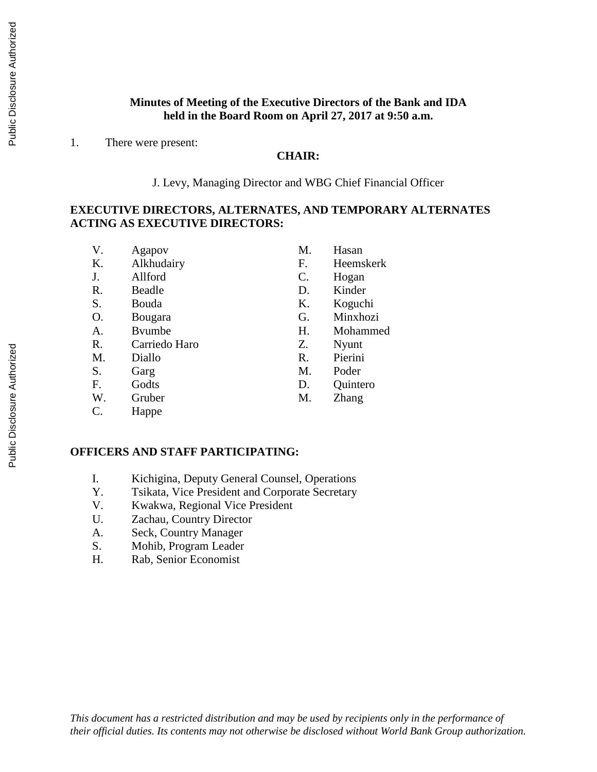**Minutes of Meeting of the Executive Directors of the Bank and IDA held in the Board Room on April 27, 2017 at 9:50 a.m.**

1. There were present:

**CHAIR:**

J. Levy, Managing Director and WBG Chief Financial Officer

**EXECUTIVE DIRECTORS, ALTERNATES, AND TEMPORARY ALTERNATES ACTING AS EXECUTIVE DIRECTORS:**

| | | | |
|---|---|---|---|
| V. | Agapov | M. | Hasan |
| K. | Alkhudairy | F. | Heemskerk |
| J. | Allford | C. | Hogan |
| R. | Beadle | D. | Kinder |
| S. | Bouda | K. | Koguchi |
| O. | Bougara | G. | Minxhozi |
| A. | Bvumbe | H. | Mohammed |
| R. | Carriedo Haro | Z. | Nyunt |
| M. | Diallo | R. | Pierini |
| S. | Garg | M. | Poder |
| F. | Godts | D. | Quintero |
| W. | Gruber | M. | Zhang |
| C. | Happe | | |

**OFFICERS AND STAFF PARTICIPATING:**

I. Kichigina, Deputy General Counsel, Operations
Y. Tsikata, Vice President and Corporate Secretary
V. Kwakwa, Regional Vice President
U. Zachau, Country Director
A. Seck, Country Manager
S. Mohib, Program Leader
H. Rab, Senior Economist

*This document has a restricted distribution and may be used by recipients only in the performance of their official duties. Its contents may not otherwise be disclosed without World Bank Group authorization.*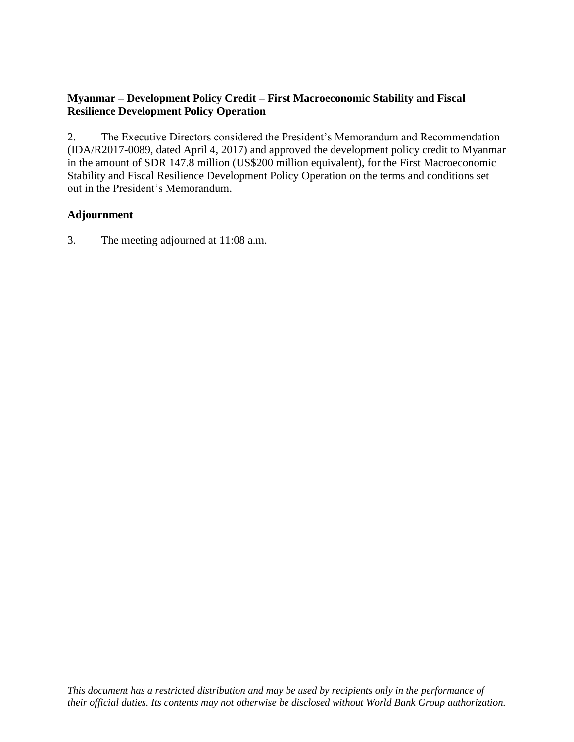**Myanmar – Development Policy Credit – First Macroeconomic Stability and Fiscal Resilience Development Policy Operation**

2. The Executive Directors considered the President's Memorandum and Recommendation (IDA/R2017-0089, dated April 4, 2017) and approved the development policy credit to Myanmar in the amount of SDR 147.8 million (US$200 million equivalent), for the First Macroeconomic Stability and Fiscal Resilience Development Policy Operation on the terms and conditions set out in the President's Memorandum.

**Adjournment**

3. The meeting adjourned at 11:08 a.m.

*This document has a restricted distribution and may be used by recipients only in the performance of their official duties. Its contents may not otherwise be disclosed without World Bank Group authorization.*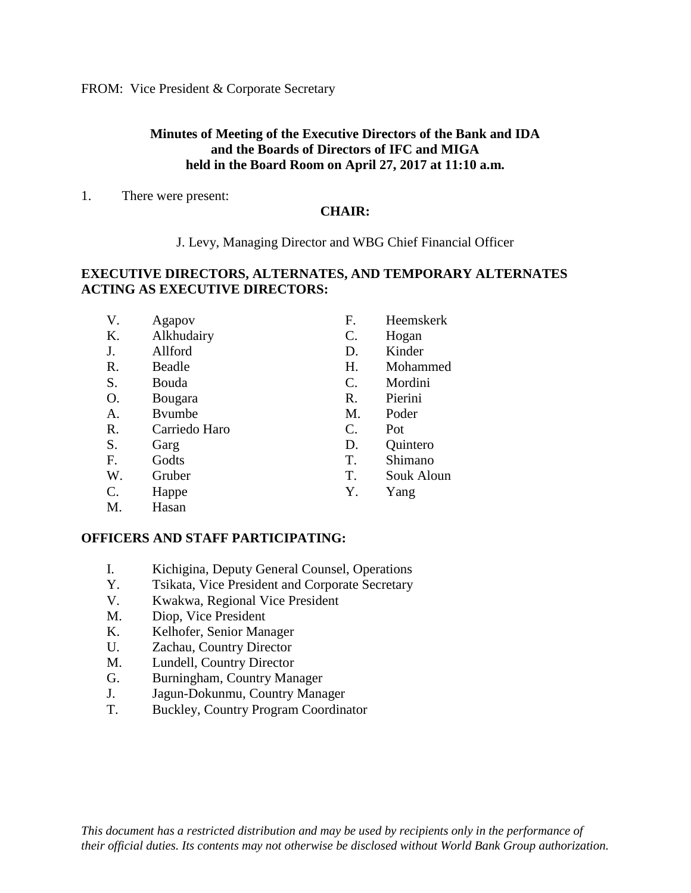FROM: Vice President & Corporate Secretary

**Minutes of Meeting of the Executive Directors of the Bank and IDA and the Boards of Directors of IFC and MIGA held in the Board Room on April 27, 2017 at 11:10 a.m.**

1. There were present:

**CHAIR:**

J. Levy, Managing Director and WBG Chief Financial Officer

**EXECUTIVE DIRECTORS, ALTERNATES, AND TEMPORARY ALTERNATES ACTING AS EXECUTIVE DIRECTORS:**

V. Agapov
K. Alkhudairy
J. Allford
R. Beadle
S. Bouda
O. Bougara
A. Bvumbe
R. Carriedo Haro
S. Garg
F. Godts
W. Gruber
C. Happe
M. Hasan
F. Heemskerk
C. Hogan
D. Kinder
H. Mohammed
C. Mordini
R. Pierini
M. Poder
C. Pot
D. Quintero
T. Shimano
T. Souk Aloun
Y. Yang

**OFFICERS AND STAFF PARTICIPATING:**

I. Kichigina, Deputy General Counsel, Operations
Y. Tsikata, Vice President and Corporate Secretary
V. Kwakwa, Regional Vice President
M. Diop, Vice President
K. Kelhofer, Senior Manager
U. Zachau, Country Director
M. Lundell, Country Director
G. Burningham, Country Manager
J. Jagun-Dokunmu, Country Manager
T. Buckley, Country Program Coordinator

*This document has a restricted distribution and may be used by recipients only in the performance of their official duties. Its contents may not otherwise be disclosed without World Bank Group authorization.*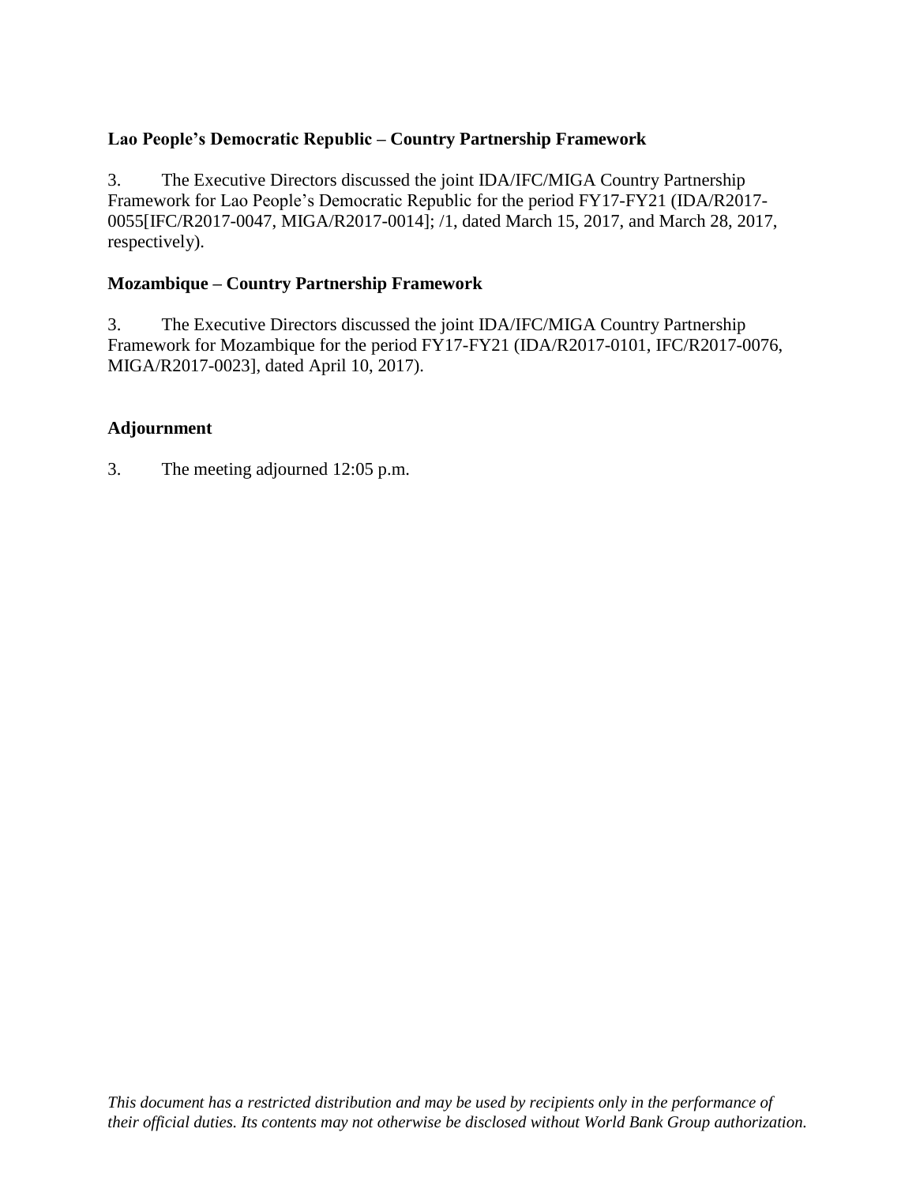**Lao People's Democratic Republic – Country Partnership Framework**

3. The Executive Directors discussed the joint IDA/IFC/MIGA Country Partnership Framework for Lao People's Democratic Republic for the period FY17-FY21 (IDA/R2017-0055[IFC/R2017-0047, MIGA/R2017-0014]; /1, dated March 15, 2017, and March 28, 2017, respectively).

**Mozambique – Country Partnership Framework**

3. The Executive Directors discussed the joint IDA/IFC/MIGA Country Partnership Framework for Mozambique for the period FY17-FY21 (IDA/R2017-0101, IFC/R2017-0076, MIGA/R2017-0023], dated April 10, 2017).

**Adjournment**

3. The meeting adjourned 12:05 p.m.

*This document has a restricted distribution and may be used by recipients only in the performance of their official duties. Its contents may not otherwise be disclosed without World Bank Group authorization.*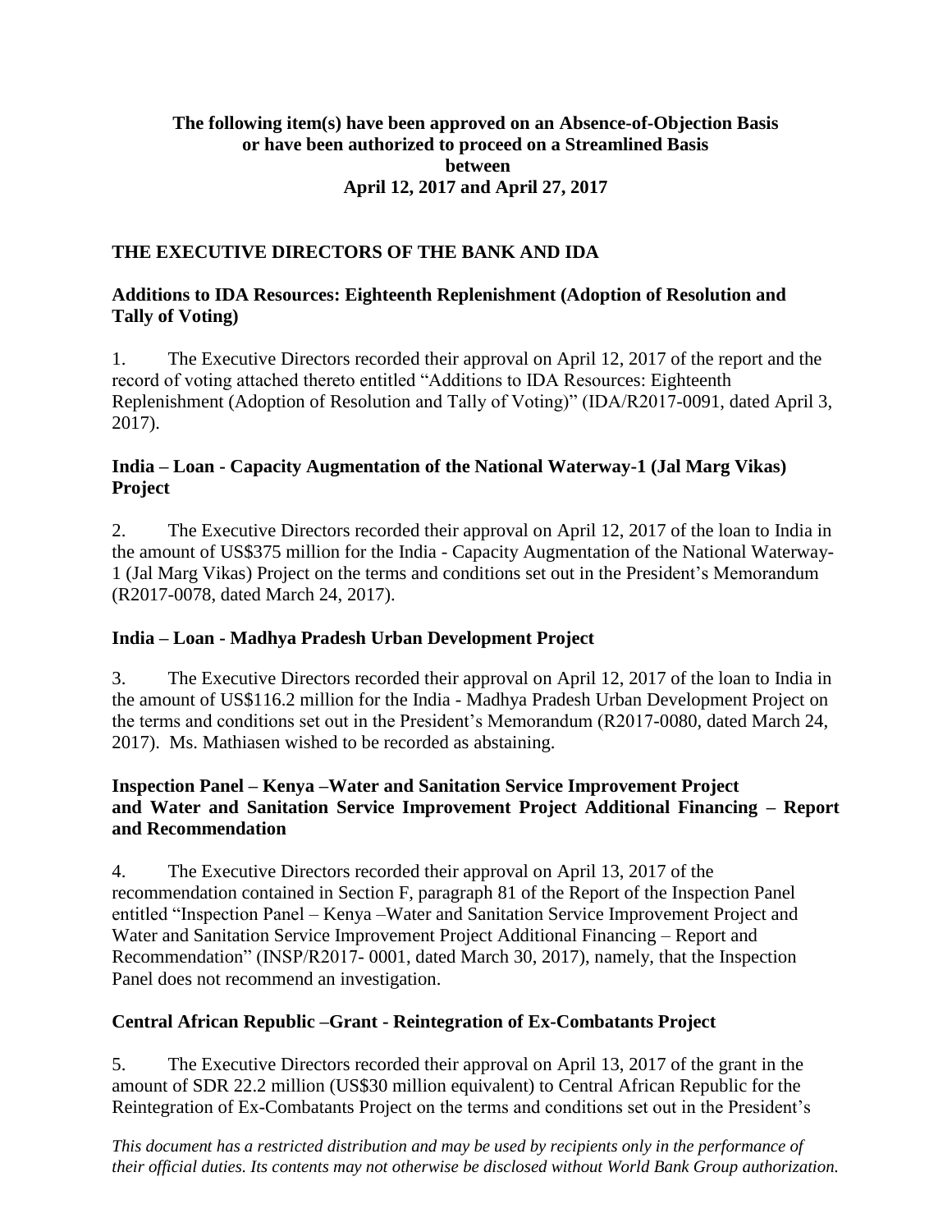**The following item(s) have been approved on an Absence-of-Objection Basis or have been authorized to proceed on a Streamlined Basis between April 12, 2017 and April 27, 2017**

## THE EXECUTIVE DIRECTORS OF THE BANK AND IDA

### Additions to IDA Resources: Eighteenth Replenishment (Adoption of Resolution and Tally of Voting)

1. The Executive Directors recorded their approval on April 12, 2017 of the report and the record of voting attached thereto entitled "Additions to IDA Resources: Eighteenth Replenishment (Adoption of Resolution and Tally of Voting)" (IDA/R2017-0091, dated April 3, 2017).

### India – Loan - Capacity Augmentation of the National Waterway-1 (Jal Marg Vikas) Project

2. The Executive Directors recorded their approval on April 12, 2017 of the loan to India in the amount of US$375 million for the India - Capacity Augmentation of the National Waterway-1 (Jal Marg Vikas) Project on the terms and conditions set out in the President's Memorandum (R2017-0078, dated March 24, 2017).

### India – Loan - Madhya Pradesh Urban Development Project

3. The Executive Directors recorded their approval on April 12, 2017 of the loan to India in the amount of US$116.2 million for the India - Madhya Pradesh Urban Development Project on the terms and conditions set out in the President's Memorandum (R2017-0080, dated March 24, 2017). Ms. Mathiasen wished to be recorded as abstaining.

### Inspection Panel – Kenya –Water and Sanitation Service Improvement Project and Water and Sanitation Service Improvement Project Additional Financing – Report and Recommendation

4. The Executive Directors recorded their approval on April 13, 2017 of the recommendation contained in Section F, paragraph 81 of the Report of the Inspection Panel entitled "Inspection Panel – Kenya –Water and Sanitation Service Improvement Project and Water and Sanitation Service Improvement Project Additional Financing – Report and Recommendation" (INSP/R2017- 0001, dated March 30, 2017), namely, that the Inspection Panel does not recommend an investigation.

### Central African Republic –Grant - Reintegration of Ex-Combatants Project

5. The Executive Directors recorded their approval on April 13, 2017 of the grant in the amount of SDR 22.2 million (US$30 million equivalent) to Central African Republic for the Reintegration of Ex-Combatants Project on the terms and conditions set out in the President's

*This document has a restricted distribution and may be used by recipients only in the performance of their official duties. Its contents may not otherwise be disclosed without World Bank Group authorization.*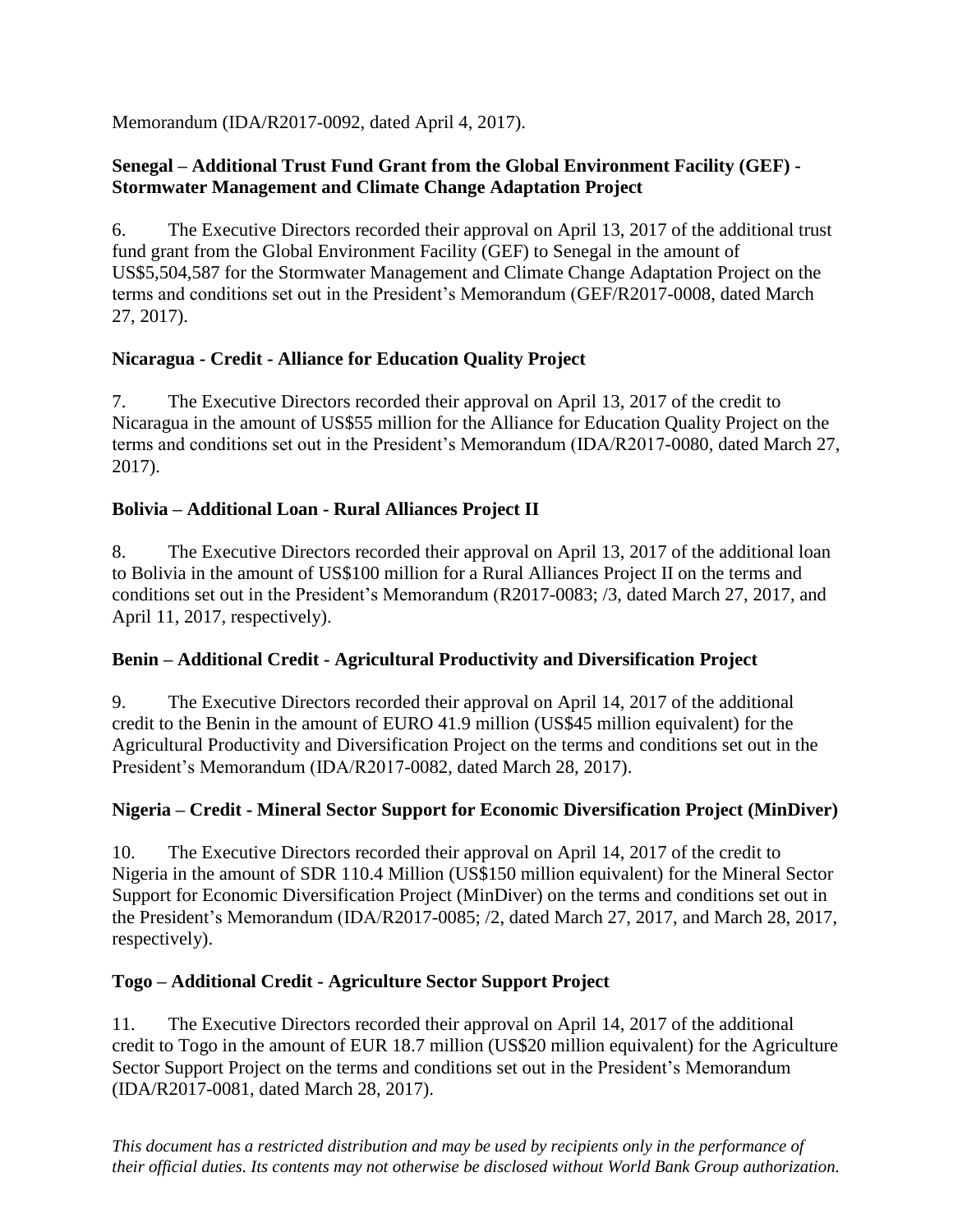Memorandum (IDA/R2017-0092, dated April 4, 2017).

**Senegal – Additional Trust Fund Grant from the Global Environment Facility (GEF) - Stormwater Management and Climate Change Adaptation Project**

6. The Executive Directors recorded their approval on April 13, 2017 of the additional trust fund grant from the Global Environment Facility (GEF) to Senegal in the amount of US$5,504,587 for the Stormwater Management and Climate Change Adaptation Project on the terms and conditions set out in the President's Memorandum (GEF/R2017-0008, dated March 27, 2017).

**Nicaragua - Credit - Alliance for Education Quality Project**

7. The Executive Directors recorded their approval on April 13, 2017 of the credit to Nicaragua in the amount of US$55 million for the Alliance for Education Quality Project on the terms and conditions set out in the President's Memorandum (IDA/R2017-0080, dated March 27, 2017).

**Bolivia – Additional Loan - Rural Alliances Project II**

8. The Executive Directors recorded their approval on April 13, 2017 of the additional loan to Bolivia in the amount of US$100 million for a Rural Alliances Project II on the terms and conditions set out in the President's Memorandum (R2017-0083; /3, dated March 27, 2017, and April 11, 2017, respectively).

**Benin – Additional Credit - Agricultural Productivity and Diversification Project**

9. The Executive Directors recorded their approval on April 14, 2017 of the additional credit to the Benin in the amount of EURO 41.9 million (US$45 million equivalent) for the Agricultural Productivity and Diversification Project on the terms and conditions set out in the President's Memorandum (IDA/R2017-0082, dated March 28, 2017).

**Nigeria – Credit - Mineral Sector Support for Economic Diversification Project (MinDiver)**

10. The Executive Directors recorded their approval on April 14, 2017 of the credit to Nigeria in the amount of SDR 110.4 Million (US$150 million equivalent) for the Mineral Sector Support for Economic Diversification Project (MinDiver) on the terms and conditions set out in the President's Memorandum (IDA/R2017-0085; /2, dated March 27, 2017, and March 28, 2017, respectively).

**Togo – Additional Credit - Agriculture Sector Support Project**

11. The Executive Directors recorded their approval on April 14, 2017 of the additional credit to Togo in the amount of EUR 18.7 million (US$20 million equivalent) for the Agriculture Sector Support Project on the terms and conditions set out in the President's Memorandum (IDA/R2017-0081, dated March 28, 2017).

*This document has a restricted distribution and may be used by recipients only in the performance of their official duties. Its contents may not otherwise be disclosed without World Bank Group authorization.*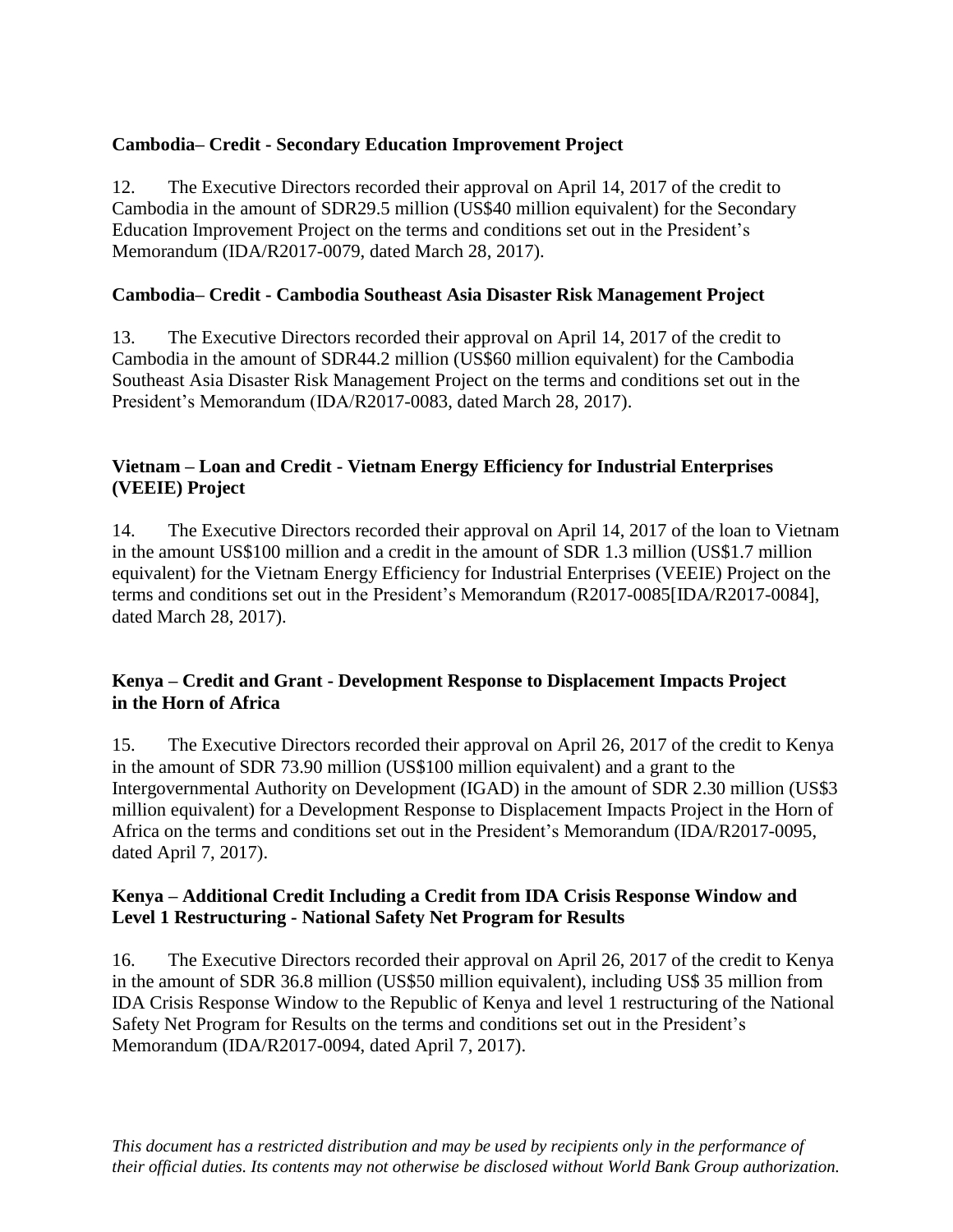**Cambodia– Credit - Secondary Education Improvement Project**

12. The Executive Directors recorded their approval on April 14, 2017 of the credit to Cambodia in the amount of SDR29.5 million (US$40 million equivalent) for the Secondary Education Improvement Project on the terms and conditions set out in the President's Memorandum (IDA/R2017-0079, dated March 28, 2017).

**Cambodia– Credit - Cambodia Southeast Asia Disaster Risk Management Project**

13. The Executive Directors recorded their approval on April 14, 2017 of the credit to Cambodia in the amount of SDR44.2 million (US$60 million equivalent) for the Cambodia Southeast Asia Disaster Risk Management Project on the terms and conditions set out in the President's Memorandum (IDA/R2017-0083, dated March 28, 2017).

**Vietnam – Loan and Credit - Vietnam Energy Efficiency for Industrial Enterprises (VEEIE) Project**

14. The Executive Directors recorded their approval on April 14, 2017 of the loan to Vietnam in the amount US$100 million and a credit in the amount of SDR 1.3 million (US$1.7 million equivalent) for the Vietnam Energy Efficiency for Industrial Enterprises (VEEIE) Project on the terms and conditions set out in the President's Memorandum (R2017-0085[IDA/R2017-0084], dated March 28, 2017).

**Kenya – Credit and Grant - Development Response to Displacement Impacts Project in the Horn of Africa**

15. The Executive Directors recorded their approval on April 26, 2017 of the credit to Kenya in the amount of SDR 73.90 million (US$100 million equivalent) and a grant to the Intergovernmental Authority on Development (IGAD) in the amount of SDR 2.30 million (US$3 million equivalent) for a Development Response to Displacement Impacts Project in the Horn of Africa on the terms and conditions set out in the President's Memorandum (IDA/R2017-0095, dated April 7, 2017).

**Kenya – Additional Credit Including a Credit from IDA Crisis Response Window and Level 1 Restructuring - National Safety Net Program for Results**

16. The Executive Directors recorded their approval on April 26, 2017 of the credit to Kenya in the amount of SDR 36.8 million (US$50 million equivalent), including US$ 35 million from IDA Crisis Response Window to the Republic of Kenya and level 1 restructuring of the National Safety Net Program for Results on the terms and conditions set out in the President's Memorandum (IDA/R2017-0094, dated April 7, 2017).

*This document has a restricted distribution and may be used by recipients only in the performance of their official duties. Its contents may not otherwise be disclosed without World Bank Group authorization.*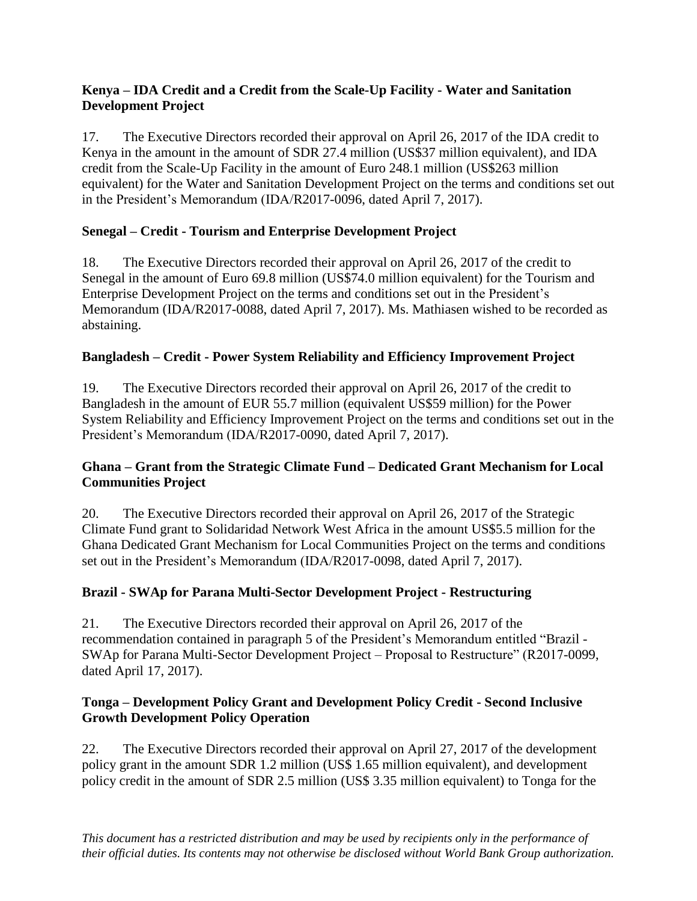**Kenya – IDA Credit and a Credit from the Scale-Up Facility - Water and Sanitation Development Project**

17. The Executive Directors recorded their approval on April 26, 2017 of the IDA credit to Kenya in the amount in the amount of SDR 27.4 million (US$37 million equivalent), and IDA credit from the Scale-Up Facility in the amount of Euro 248.1 million (US$263 million equivalent) for the Water and Sanitation Development Project on the terms and conditions set out in the President's Memorandum (IDA/R2017-0096, dated April 7, 2017).

**Senegal – Credit - Tourism and Enterprise Development Project**

18. The Executive Directors recorded their approval on April 26, 2017 of the credit to Senegal in the amount of Euro 69.8 million (US$74.0 million equivalent) for the Tourism and Enterprise Development Project on the terms and conditions set out in the President's Memorandum (IDA/R2017-0088, dated April 7, 2017). Ms. Mathiasen wished to be recorded as abstaining.

**Bangladesh – Credit - Power System Reliability and Efficiency Improvement Project**

19. The Executive Directors recorded their approval on April 26, 2017 of the credit to Bangladesh in the amount of EUR 55.7 million (equivalent US$59 million) for the Power System Reliability and Efficiency Improvement Project on the terms and conditions set out in the President's Memorandum (IDA/R2017-0090, dated April 7, 2017).

**Ghana – Grant from the Strategic Climate Fund – Dedicated Grant Mechanism for Local Communities Project**

20. The Executive Directors recorded their approval on April 26, 2017 of the Strategic Climate Fund grant to Solidaridad Network West Africa in the amount US$5.5 million for the Ghana Dedicated Grant Mechanism for Local Communities Project on the terms and conditions set out in the President's Memorandum (IDA/R2017-0098, dated April 7, 2017).

**Brazil - SWAp for Parana Multi-Sector Development Project - Restructuring**

21. The Executive Directors recorded their approval on April 26, 2017 of the recommendation contained in paragraph 5 of the President's Memorandum entitled "Brazil - SWAp for Parana Multi-Sector Development Project – Proposal to Restructure" (R2017-0099, dated April 17, 2017).

**Tonga – Development Policy Grant and Development Policy Credit - Second Inclusive Growth Development Policy Operation**

22. The Executive Directors recorded their approval on April 27, 2017 of the development policy grant in the amount SDR 1.2 million (US$ 1.65 million equivalent), and development policy credit in the amount of SDR 2.5 million (US$ 3.35 million equivalent) to Tonga for the

*This document has a restricted distribution and may be used by recipients only in the performance of their official duties. Its contents may not otherwise be disclosed without World Bank Group authorization.*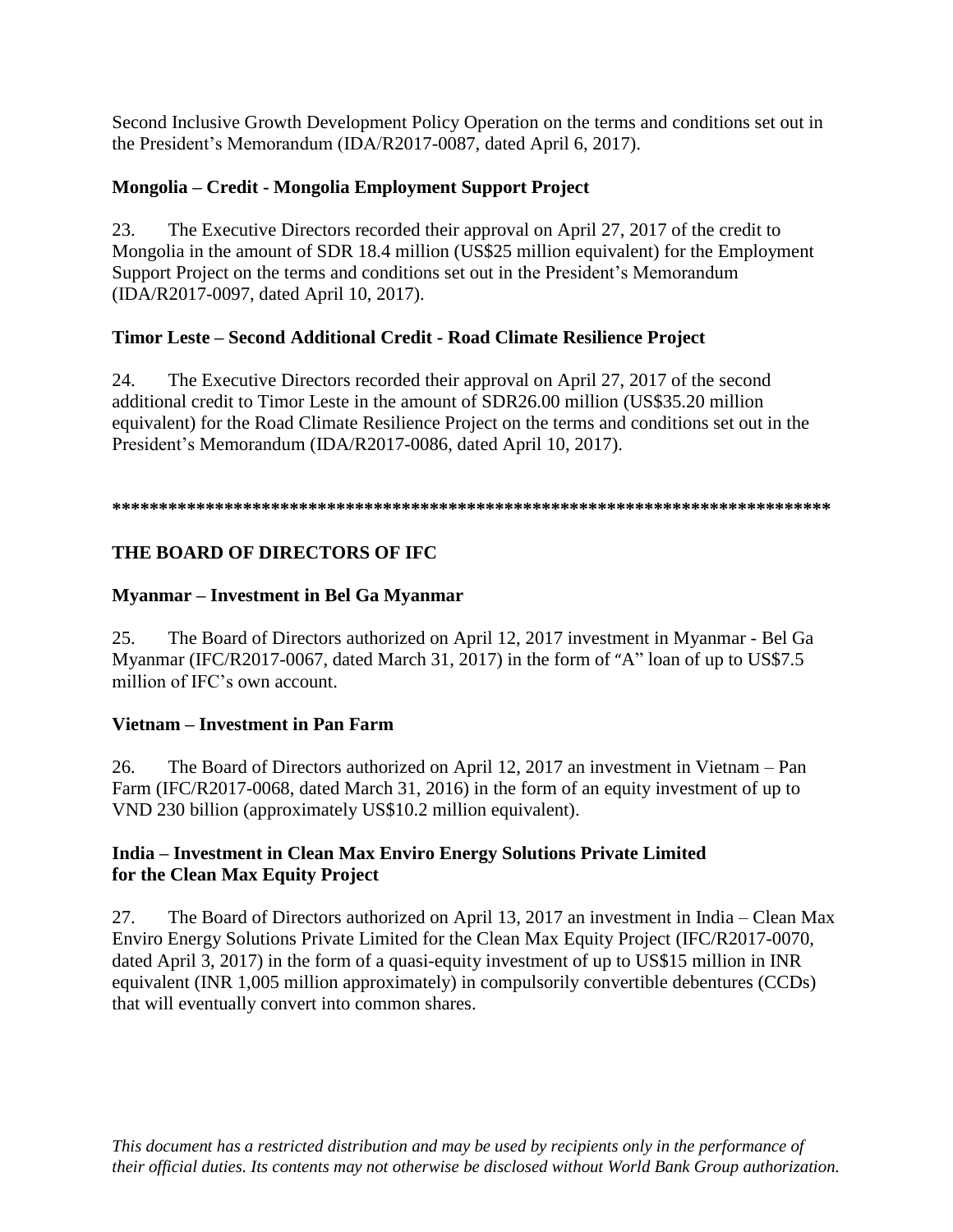Second Inclusive Growth Development Policy Operation on the terms and conditions set out in the President's Memorandum (IDA/R2017-0087, dated April 6, 2017).

**Mongolia – Credit - Mongolia Employment Support Project**

23. The Executive Directors recorded their approval on April 27, 2017 of the credit to Mongolia in the amount of SDR 18.4 million (US$25 million equivalent) for the Employment Support Project on the terms and conditions set out in the President's Memorandum (IDA/R2017-0097, dated April 10, 2017).

**Timor Leste – Second Additional Credit - Road Climate Resilience Project**

24. The Executive Directors recorded their approval on April 27, 2017 of the second additional credit to Timor Leste in the amount of SDR26.00 million (US$35.20 million equivalent) for the Road Climate Resilience Project on the terms and conditions set out in the President's Memorandum (IDA/R2017-0086, dated April 10, 2017).

*******************************************************************************

**THE BOARD OF DIRECTORS OF IFC**

**Myanmar – Investment in Bel Ga Myanmar**

25. The Board of Directors authorized on April 12, 2017 investment in Myanmar - Bel Ga Myanmar (IFC/R2017-0067, dated March 31, 2017) in the form of "A" loan of up to US$7.5 million of IFC's own account.

**Vietnam – Investment in Pan Farm**

26. The Board of Directors authorized on April 12, 2017 an investment in Vietnam – Pan Farm (IFC/R2017-0068, dated March 31, 2016) in the form of an equity investment of up to VND 230 billion (approximately US$10.2 million equivalent).

**India – Investment in Clean Max Enviro Energy Solutions Private Limited for the Clean Max Equity Project**

27. The Board of Directors authorized on April 13, 2017 an investment in India – Clean Max Enviro Energy Solutions Private Limited for the Clean Max Equity Project (IFC/R2017-0070, dated April 3, 2017) in the form of a quasi-equity investment of up to US$15 million in INR equivalent (INR 1,005 million approximately) in compulsorily convertible debentures (CCDs) that will eventually convert into common shares.

*This document has a restricted distribution and may be used by recipients only in the performance of their official duties. Its contents may not otherwise be disclosed without World Bank Group authorization.*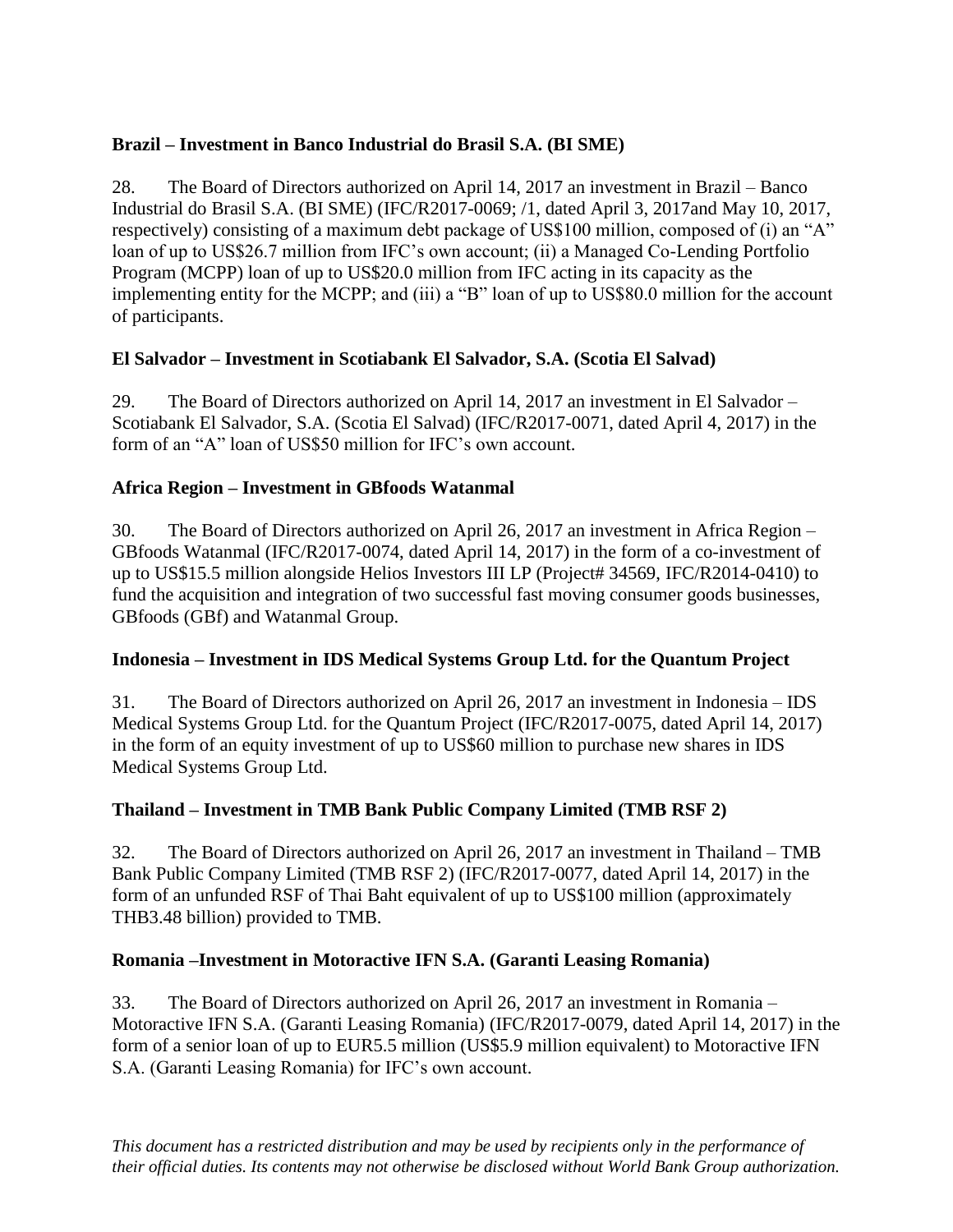**Brazil – Investment in Banco Industrial do Brasil S.A. (BI SME)**

28. The Board of Directors authorized on April 14, 2017 an investment in Brazil – Banco Industrial do Brasil S.A. (BI SME) (IFC/R2017-0069; /1, dated April 3, 2017and May 10, 2017, respectively) consisting of a maximum debt package of US$100 million, composed of (i) an "A" loan of up to US$26.7 million from IFC's own account; (ii) a Managed Co-Lending Portfolio Program (MCPP) loan of up to US$20.0 million from IFC acting in its capacity as the implementing entity for the MCPP; and (iii) a "B" loan of up to US$80.0 million for the account of participants.

**El Salvador – Investment in Scotiabank El Salvador, S.A. (Scotia El Salvad)**

29. The Board of Directors authorized on April 14, 2017 an investment in El Salvador – Scotiabank El Salvador, S.A. (Scotia El Salvad) (IFC/R2017-0071, dated April 4, 2017) in the form of an "A" loan of US$50 million for IFC's own account.

**Africa Region – Investment in GBfoods Watanmal**

30. The Board of Directors authorized on April 26, 2017 an investment in Africa Region – GBfoods Watanmal (IFC/R2017-0074, dated April 14, 2017) in the form of a co-investment of up to US$15.5 million alongside Helios Investors III LP (Project# 34569, IFC/R2014-0410) to fund the acquisition and integration of two successful fast moving consumer goods businesses, GBfoods (GBf) and Watanmal Group.

**Indonesia – Investment in IDS Medical Systems Group Ltd. for the Quantum Project**

31. The Board of Directors authorized on April 26, 2017 an investment in Indonesia – IDS Medical Systems Group Ltd. for the Quantum Project (IFC/R2017-0075, dated April 14, 2017) in the form of an equity investment of up to US$60 million to purchase new shares in IDS Medical Systems Group Ltd.

**Thailand – Investment in TMB Bank Public Company Limited (TMB RSF 2)**

32. The Board of Directors authorized on April 26, 2017 an investment in Thailand – TMB Bank Public Company Limited (TMB RSF 2) (IFC/R2017-0077, dated April 14, 2017) in the form of an unfunded RSF of Thai Baht equivalent of up to US$100 million (approximately THB3.48 billion) provided to TMB.

**Romania –Investment in Motoractive IFN S.A. (Garanti Leasing Romania)**

33. The Board of Directors authorized on April 26, 2017 an investment in Romania – Motoractive IFN S.A. (Garanti Leasing Romania) (IFC/R2017-0079, dated April 14, 2017) in the form of a senior loan of up to EUR5.5 million (US$5.9 million equivalent) to Motoractive IFN S.A. (Garanti Leasing Romania) for IFC's own account.

*This document has a restricted distribution and may be used by recipients only in the performance of their official duties. Its contents may not otherwise be disclosed without World Bank Group authorization.*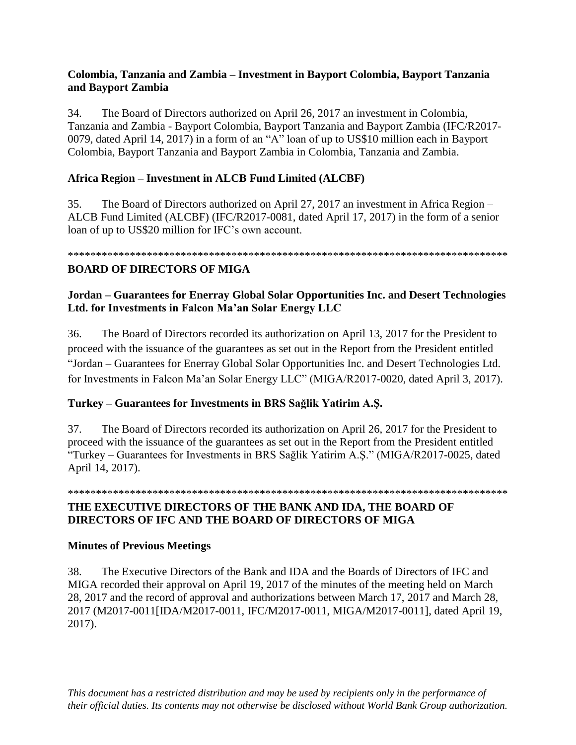**Colombia, Tanzania and Zambia – Investment in Bayport Colombia, Bayport Tanzania and Bayport Zambia**

34. The Board of Directors authorized on April 26, 2017 an investment in Colombia, Tanzania and Zambia - Bayport Colombia, Bayport Tanzania and Bayport Zambia (IFC/R2017-0079, dated April 14, 2017) in a form of an "A" loan of up to US$10 million each in Bayport Colombia, Bayport Tanzania and Bayport Zambia in Colombia, Tanzania and Zambia.

**Africa Region – Investment in ALCB Fund Limited (ALCBF)**

35. The Board of Directors authorized on April 27, 2017 an investment in Africa Region – ALCB Fund Limited (ALCBF) (IFC/R2017-0081, dated April 17, 2017) in the form of a senior loan of up to US$20 million for IFC's own account.

*******************************************************************************

**BOARD OF DIRECTORS OF MIGA**

**Jordan – Guarantees for Enerray Global Solar Opportunities Inc. and Desert Technologies Ltd. for Investments in Falcon Ma'an Solar Energy LLC**

36. The Board of Directors recorded its authorization on April 13, 2017 for the President to proceed with the issuance of the guarantees as set out in the Report from the President entitled "Jordan – Guarantees for Enerray Global Solar Opportunities Inc. and Desert Technologies Ltd. for Investments in Falcon Ma'an Solar Energy LLC" (MIGA/R2017-0020, dated April 3, 2017).

**Turkey – Guarantees for Investments in BRS Sağlik Yatirim A.Ş.**

37. The Board of Directors recorded its authorization on April 26, 2017 for the President to proceed with the issuance of the guarantees as set out in the Report from the President entitled "Turkey – Guarantees for Investments in BRS Sağlik Yatirim A.Ş." (MIGA/R2017-0025, dated April 14, 2017).

*******************************************************************************

**THE EXECUTIVE DIRECTORS OF THE BANK AND IDA, THE BOARD OF DIRECTORS OF IFC AND THE BOARD OF DIRECTORS OF MIGA**

**Minutes of Previous Meetings**

38. The Executive Directors of the Bank and IDA and the Boards of Directors of IFC and MIGA recorded their approval on April 19, 2017 of the minutes of the meeting held on March 28, 2017 and the record of approval and authorizations between March 17, 2017 and March 28, 2017 (M2017-0011[IDA/M2017-0011, IFC/M2017-0011, MIGA/M2017-0011], dated April 19, 2017).

*This document has a restricted distribution and may be used by recipients only in the performance of their official duties. Its contents may not otherwise be disclosed without World Bank Group authorization.*